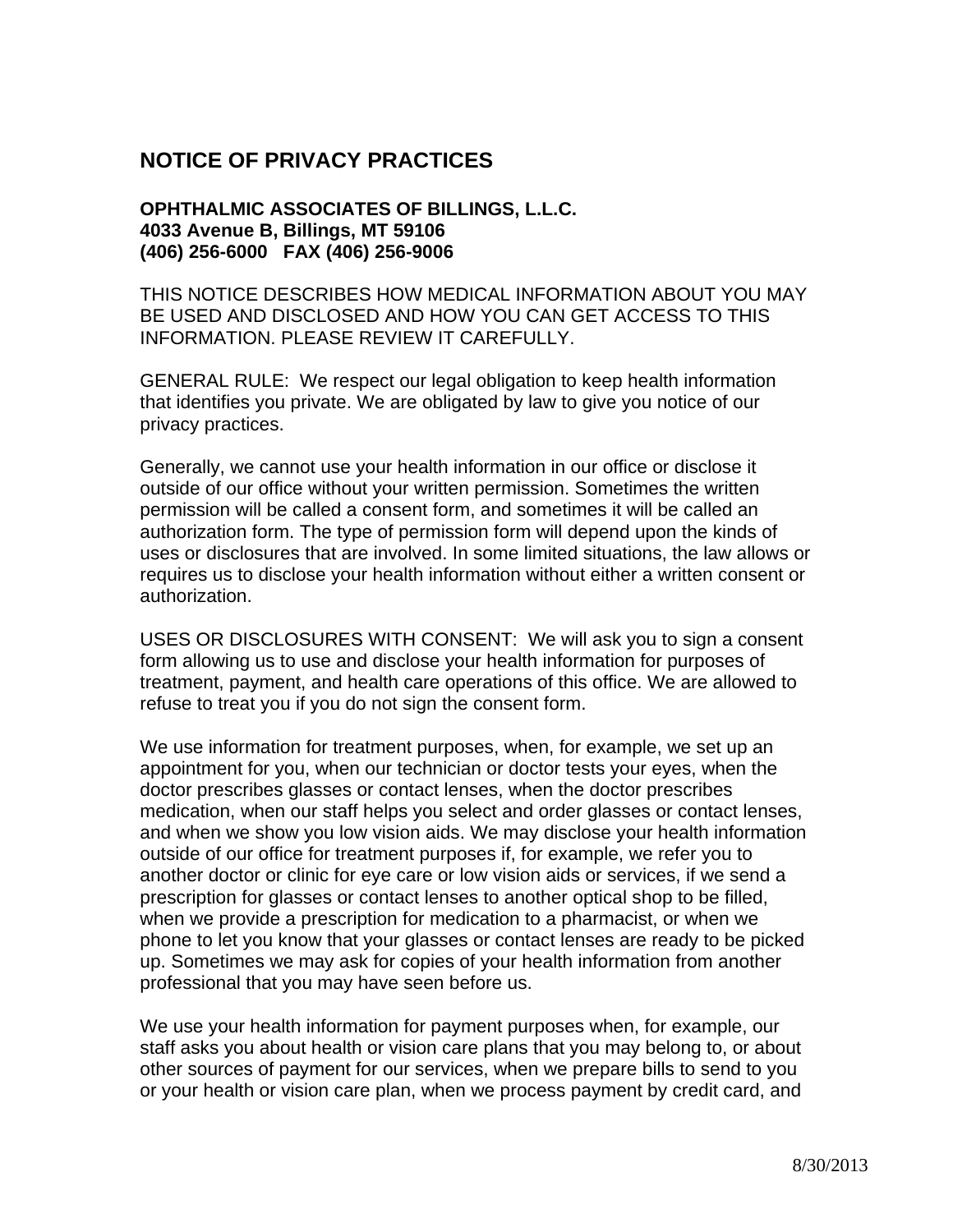# NOTICE OF PRIVACY PRACTICES

**OPHTHALMIC ASSOCIATES OF BILLINGS, L.L.C.**
**4033 Avenue B, Billings, MT 59106**
**(406) 256-6000 FAX (406) 256-9006**

THIS NOTICE DESCRIBES HOW MEDICAL INFORMATION ABOUT YOU MAY BE USED AND DISCLOSED AND HOW YOU CAN GET ACCESS TO THIS INFORMATION. PLEASE REVIEW IT CAREFULLY.

GENERAL RULE: We respect our legal obligation to keep health information that identifies you private. We are obligated by law to give you notice of our privacy practices.

Generally, we cannot use your health information in our office or disclose it outside of our office without your written permission. Sometimes the written permission will be called a consent form, and sometimes it will be called an authorization form. The type of permission form will depend upon the kinds of uses or disclosures that are involved. In some limited situations, the law allows or requires us to disclose your health information without either a written consent or authorization.

USES OR DISCLOSURES WITH CONSENT: We will ask you to sign a consent form allowing us to use and disclose your health information for purposes of treatment, payment, and health care operations of this office. We are allowed to refuse to treat you if you do not sign the consent form.

We use information for treatment purposes, when, for example, we set up an appointment for you, when our technician or doctor tests your eyes, when the doctor prescribes glasses or contact lenses, when the doctor prescribes medication, when our staff helps you select and order glasses or contact lenses, and when we show you low vision aids. We may disclose your health information outside of our office for treatment purposes if, for example, we refer you to another doctor or clinic for eye care or low vision aids or services, if we send a prescription for glasses or contact lenses to another optical shop to be filled, when we provide a prescription for medication to a pharmacist, or when we phone to let you know that your glasses or contact lenses are ready to be picked up. Sometimes we may ask for copies of your health information from another professional that you may have seen before us.

We use your health information for payment purposes when, for example, our staff asks you about health or vision care plans that you may belong to, or about other sources of payment for our services, when we prepare bills to send to you or your health or vision care plan, when we process payment by credit card, and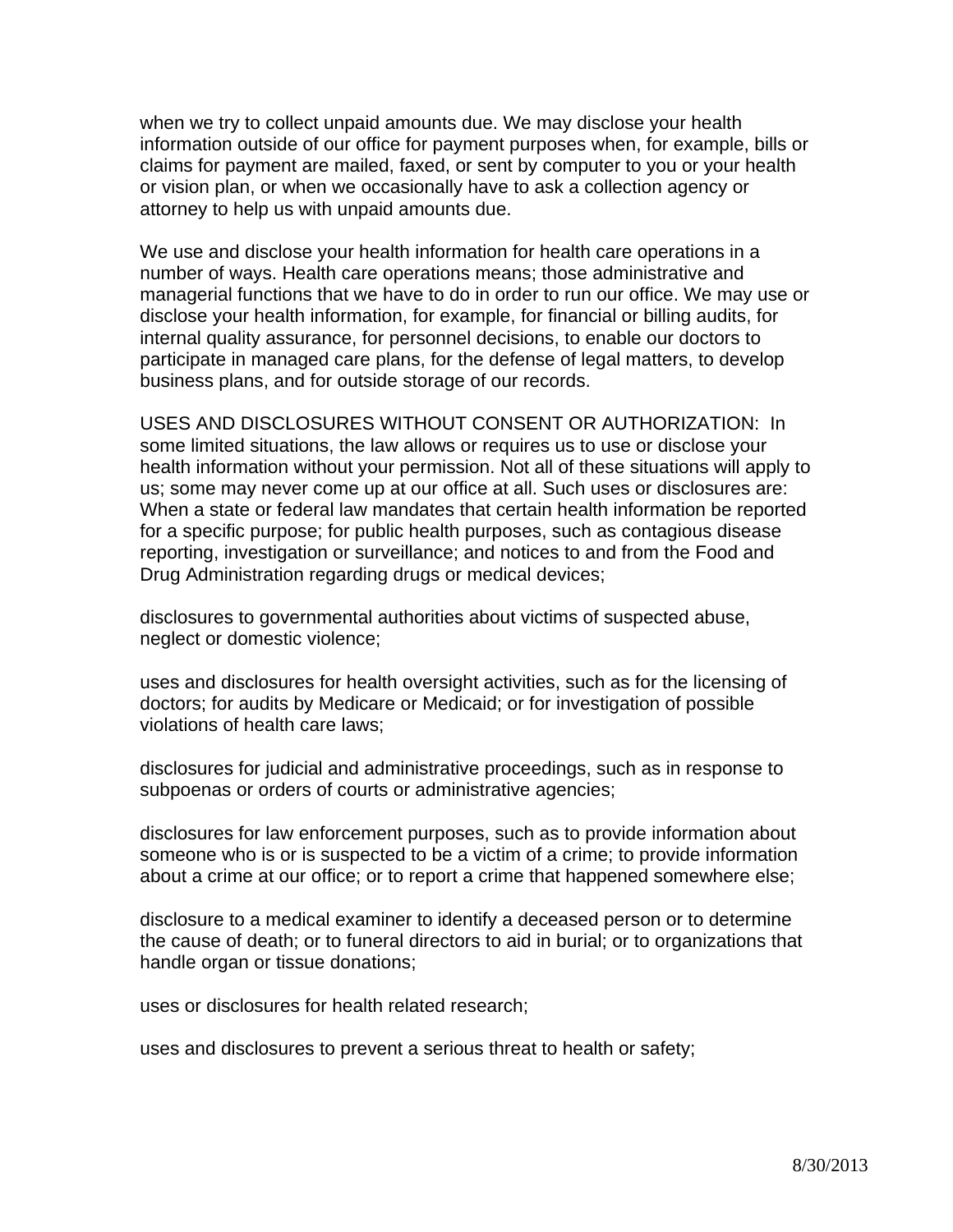when we try to collect unpaid amounts due. We may disclose your health information outside of our office for payment purposes when, for example, bills or claims for payment are mailed, faxed, or sent by computer to you or your health or vision plan, or when we occasionally have to ask a collection agency or attorney to help us with unpaid amounts due.

We use and disclose your health information for health care operations in a number of ways. Health care operations means; those administrative and managerial functions that we have to do in order to run our office. We may use or disclose your health information, for example, for financial or billing audits, for internal quality assurance, for personnel decisions, to enable our doctors to participate in managed care plans, for the defense of legal matters, to develop business plans, and for outside storage of our records.

USES AND DISCLOSURES WITHOUT CONSENT OR AUTHORIZATION: In some limited situations, the law allows or requires us to use or disclose your health information without your permission. Not all of these situations will apply to us; some may never come up at our office at all. Such uses or disclosures are: When a state or federal law mandates that certain health information be reported for a specific purpose; for public health purposes, such as contagious disease reporting, investigation or surveillance; and notices to and from the Food and Drug Administration regarding drugs or medical devices;

disclosures to governmental authorities about victims of suspected abuse, neglect or domestic violence;

uses and disclosures for health oversight activities, such as for the licensing of doctors; for audits by Medicare or Medicaid; or for investigation of possible violations of health care laws;

disclosures for judicial and administrative proceedings, such as in response to subpoenas or orders of courts or administrative agencies;

disclosures for law enforcement purposes, such as to provide information about someone who is or is suspected to be a victim of a crime; to provide information about a crime at our office; or to report a crime that happened somewhere else;

disclosure to a medical examiner to identify a deceased person or to determine the cause of death; or to funeral directors to aid in burial; or to organizations that handle organ or tissue donations;

uses or disclosures for health related research;

uses and disclosures to prevent a serious threat to health or safety;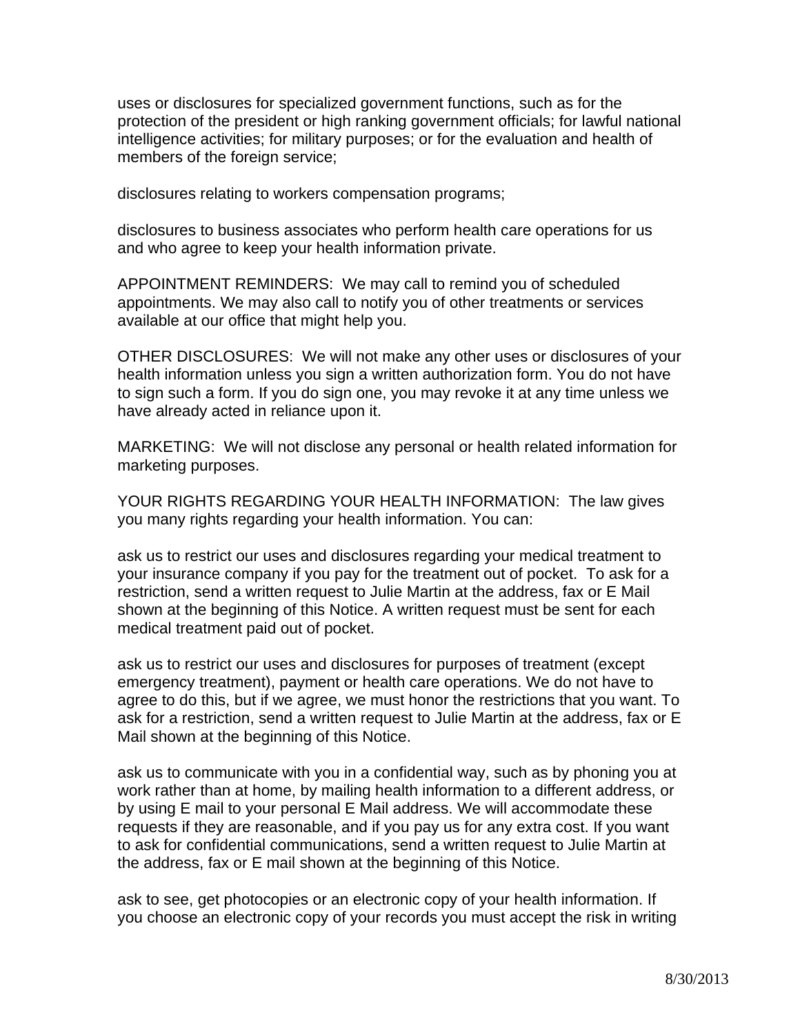uses or disclosures for specialized government functions, such as for the protection of the president or high ranking government officials; for lawful national intelligence activities; for military purposes; or for the evaluation and health of members of the foreign service;

disclosures relating to workers compensation programs;

disclosures to business associates who perform health care operations for us and who agree to keep your health information private.

APPOINTMENT REMINDERS: We may call to remind you of scheduled appointments. We may also call to notify you of other treatments or services available at our office that might help you.

OTHER DISCLOSURES: We will not make any other uses or disclosures of your health information unless you sign a written authorization form. You do not have to sign such a form. If you do sign one, you may revoke it at any time unless we have already acted in reliance upon it.

MARKETING: We will not disclose any personal or health related information for marketing purposes.

YOUR RIGHTS REGARDING YOUR HEALTH INFORMATION: The law gives you many rights regarding your health information. You can:

ask us to restrict our uses and disclosures regarding your medical treatment to your insurance company if you pay for the treatment out of pocket. To ask for a restriction, send a written request to Julie Martin at the address, fax or E Mail shown at the beginning of this Notice. A written request must be sent for each medical treatment paid out of pocket.

ask us to restrict our uses and disclosures for purposes of treatment (except emergency treatment), payment or health care operations. We do not have to agree to do this, but if we agree, we must honor the restrictions that you want. To ask for a restriction, send a written request to Julie Martin at the address, fax or E Mail shown at the beginning of this Notice.

ask us to communicate with you in a confidential way, such as by phoning you at work rather than at home, by mailing health information to a different address, or by using E mail to your personal E Mail address. We will accommodate these requests if they are reasonable, and if you pay us for any extra cost. If you want to ask for confidential communications, send a written request to Julie Martin at the address, fax or E mail shown at the beginning of this Notice.

ask to see, get photocopies or an electronic copy of your health information. If you choose an electronic copy of your records you must accept the risk in writing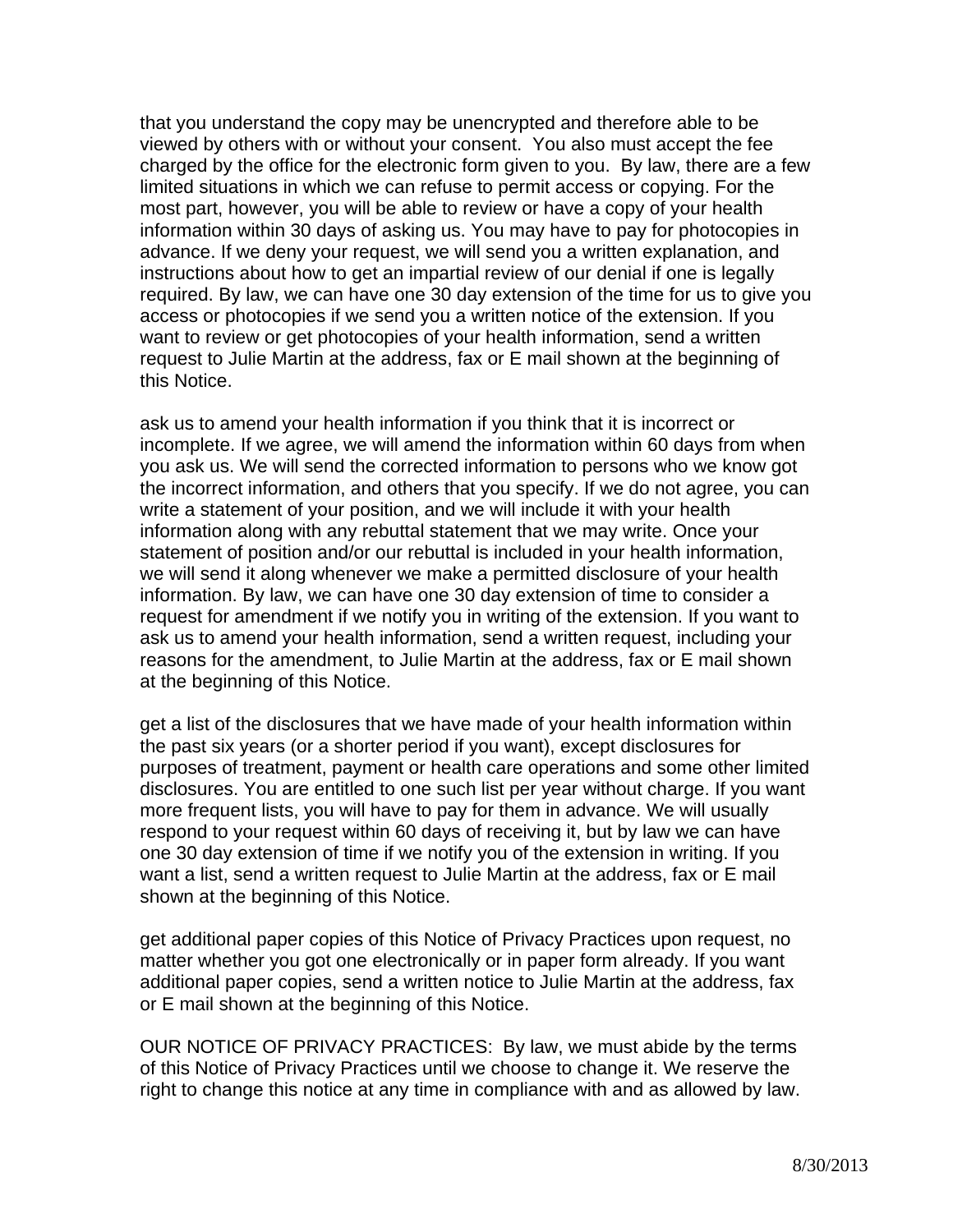that you understand the copy may be unencrypted and therefore able to be viewed by others with or without your consent. You also must accept the fee charged by the office for the electronic form given to you. By law, there are a few limited situations in which we can refuse to permit access or copying. For the most part, however, you will be able to review or have a copy of your health information within 30 days of asking us. You may have to pay for photocopies in advance. If we deny your request, we will send you a written explanation, and instructions about how to get an impartial review of our denial if one is legally required. By law, we can have one 30 day extension of the time for us to give you access or photocopies if we send you a written notice of the extension. If you want to review or get photocopies of your health information, send a written request to Julie Martin at the address, fax or E mail shown at the beginning of this Notice.

ask us to amend your health information if you think that it is incorrect or incomplete. If we agree, we will amend the information within 60 days from when you ask us. We will send the corrected information to persons who we know got the incorrect information, and others that you specify. If we do not agree, you can write a statement of your position, and we will include it with your health information along with any rebuttal statement that we may write. Once your statement of position and/or our rebuttal is included in your health information, we will send it along whenever we make a permitted disclosure of your health information. By law, we can have one 30 day extension of time to consider a request for amendment if we notify you in writing of the extension. If you want to ask us to amend your health information, send a written request, including your reasons for the amendment, to Julie Martin at the address, fax or E mail shown at the beginning of this Notice.

get a list of the disclosures that we have made of your health information within the past six years (or a shorter period if you want), except disclosures for purposes of treatment, payment or health care operations and some other limited disclosures. You are entitled to one such list per year without charge. If you want more frequent lists, you will have to pay for them in advance. We will usually respond to your request within 60 days of receiving it, but by law we can have one 30 day extension of time if we notify you of the extension in writing. If you want a list, send a written request to Julie Martin at the address, fax or E mail shown at the beginning of this Notice.

get additional paper copies of this Notice of Privacy Practices upon request, no matter whether you got one electronically or in paper form already. If you want additional paper copies, send a written notice to Julie Martin at the address, fax or E mail shown at the beginning of this Notice.

OUR NOTICE OF PRIVACY PRACTICES: By law, we must abide by the terms of this Notice of Privacy Practices until we choose to change it. We reserve the right to change this notice at any time in compliance with and as allowed by law.

8/30/2013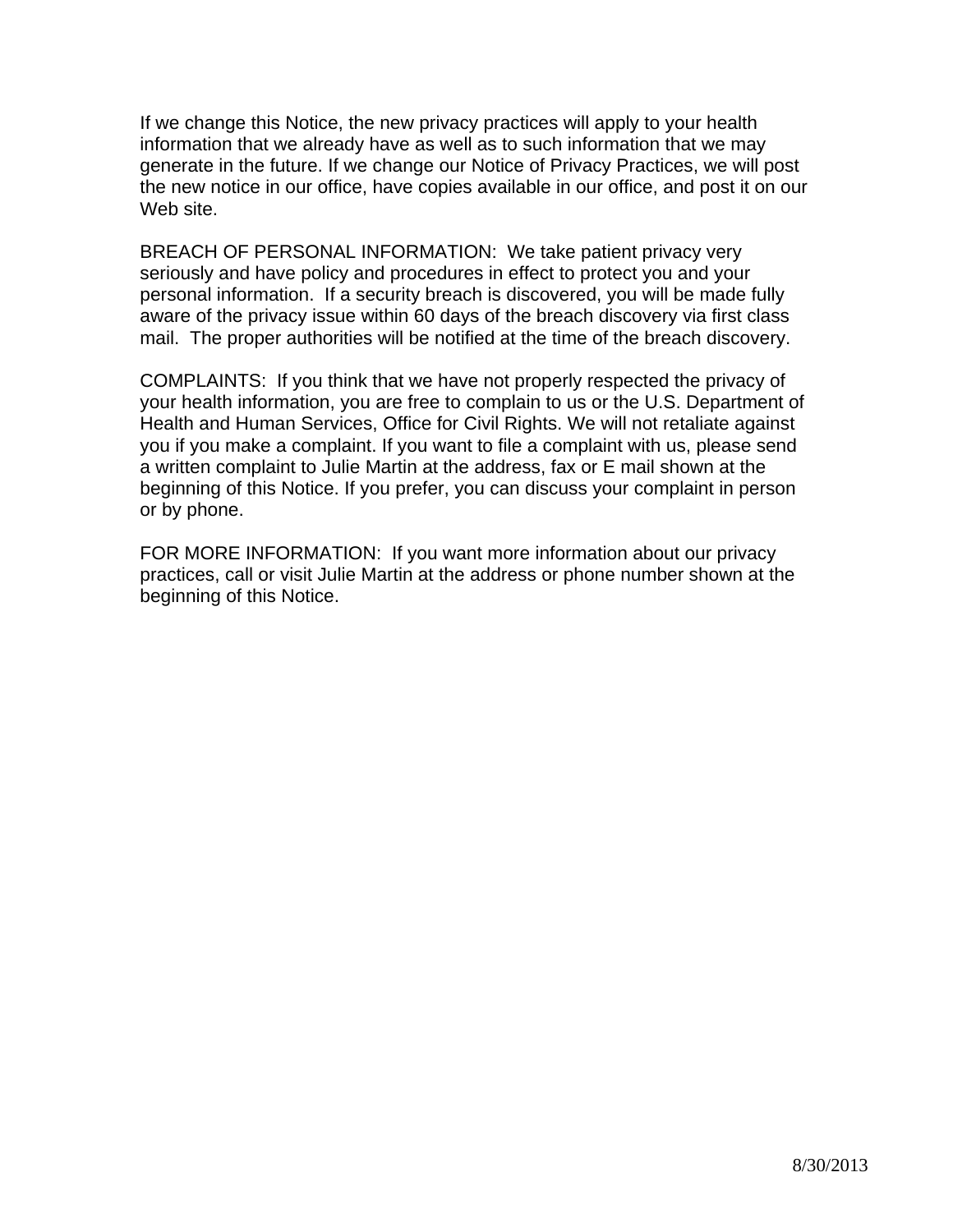If we change this Notice, the new privacy practices will apply to your health information that we already have as well as to such information that we may generate in the future. If we change our Notice of Privacy Practices, we will post the new notice in our office, have copies available in our office, and post it on our Web site.

BREACH OF PERSONAL INFORMATION:  We take patient privacy very seriously and have policy and procedures in effect to protect you and your personal information.  If a security breach is discovered, you will be made fully aware of the privacy issue within 60 days of the breach discovery via first class mail.  The proper authorities will be notified at the time of the breach discovery.

COMPLAINTS:  If you think that we have not properly respected the privacy of your health information, you are free to complain to us or the U.S. Department of Health and Human Services, Office for Civil Rights. We will not retaliate against you if you make a complaint. If you want to file a complaint with us, please send a written complaint to Julie Martin at the address, fax or E mail shown at the beginning of this Notice. If you prefer, you can discuss your complaint in person or by phone.

FOR MORE INFORMATION:  If you want more information about our privacy practices, call or visit Julie Martin at the address or phone number shown at the beginning of this Notice.

8/30/2013